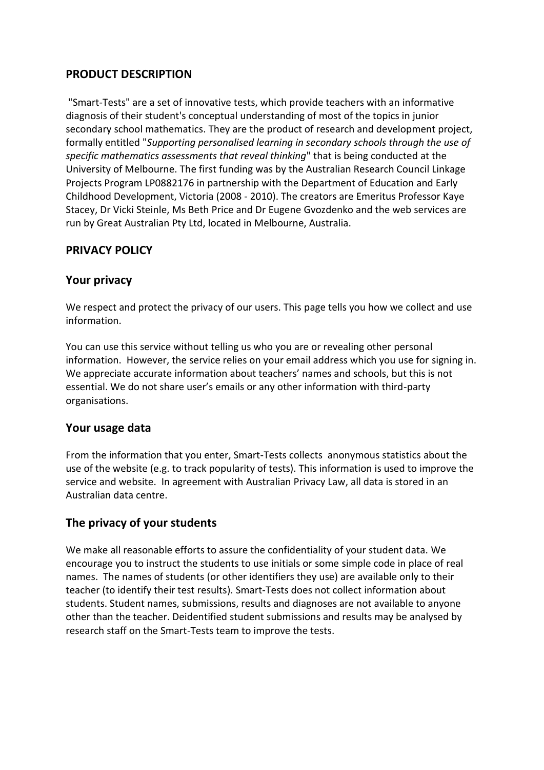## PRODUCT DESCRIPTION

"Smart-Tests" are a set of innovative tests, which provide teachers with an informative diagnosis of their student's conceptual understanding of most of the topics in junior secondary school mathematics. They are the product of research and development project, formally entitled "*Supporting personalised learning in secondary schools through the use of specific mathematics assessments that reveal thinking*" that is being conducted at the University of Melbourne. The first funding was by the Australian Research Council Linkage Projects Program LP0882176 in partnership with the Department of Education and Early Childhood Development, Victoria (2008 - 2010). The creators are Emeritus Professor Kaye Stacey, Dr Vicki Steinle, Ms Beth Price and Dr Eugene Gvozdenko and the web services are run by Great Australian Pty Ltd, located in Melbourne, Australia.

## PRIVACY POLICY

### Your privacy

We respect and protect the privacy of our users. This page tells you how we collect and use information.

You can use this service without telling us who you are or revealing other personal information. However, the service relies on your email address which you use for signing in. We appreciate accurate information about teachers' names and schools, but this is not essential. We do not share user's emails or any other information with third-party organisations.

### Your usage data

From the information that you enter, Smart-Tests collects anonymous statistics about the use of the website (e.g. to track popularity of tests). This information is used to improve the service and website. In agreement with Australian Privacy Law, all data is stored in an Australian data centre.

### The privacy of your students

We make all reasonable efforts to assure the confidentiality of your student data. We encourage you to instruct the students to use initials or some simple code in place of real names. The names of students (or other identifiers they use) are available only to their teacher (to identify their test results). Smart-Tests does not collect information about students. Student names, submissions, results and diagnoses are not available to anyone other than the teacher. Deidentified student submissions and results may be analysed by research staff on the Smart-Tests team to improve the tests.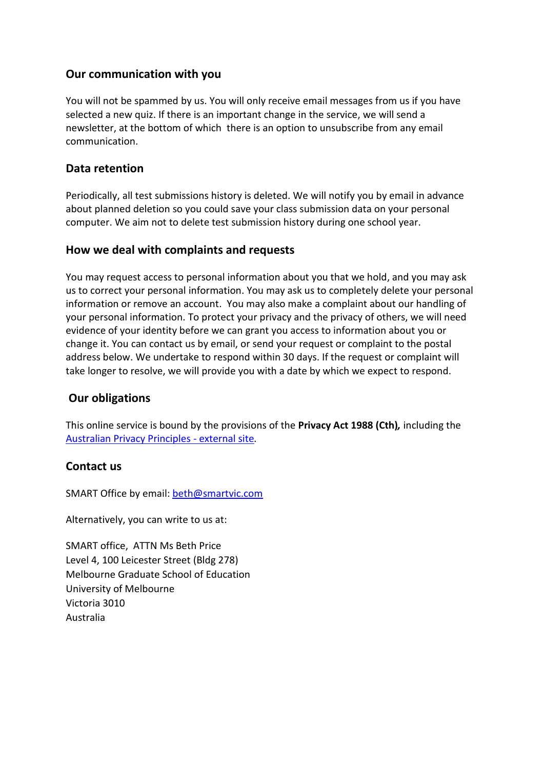## Our communication with you

You will not be spammed by us. You will only receive email messages from us if you have selected a new quiz. If there is an important change in the service, we will send a newsletter, at the bottom of which there is an option to unsubscribe from any email communication.

## Data retention

Periodically, all test submissions history is deleted. We will notify you by email in advance about planned deletion so you could save your class submission data on your personal computer. We aim not to delete test submission history during one school year.

## How we deal with complaints and requests

You may request access to personal information about you that we hold, and you may ask us to correct your personal information. You may ask us to completely delete your personal information or remove an account. You may also make a complaint about our handling of your personal information. To protect your privacy and the privacy of others, we will need evidence of your identity before we can grant you access to information about you or change it. You can contact us by email, or send your request or complaint to the postal address below. We undertake to respond within 30 days. If the request or complaint will take longer to resolve, we will provide you with a date by which we expect to respond.

## Our obligations

This online service is bound by the provisions of the **Privacy Act 1988 (Cth)***,* including the [Australian Privacy Principles - external site](#)*.*

## Contact us

SMART Office by email: [beth@smartvic.com](mailto:beth@smartvic.com)

Alternatively, you can write to us at:

SMART office, ATTN Ms Beth Price  
Level 4, 100 Leicester Street (Bldg 278)  
Melbourne Graduate School of Education  
University of Melbourne  
Victoria 3010  
Australia